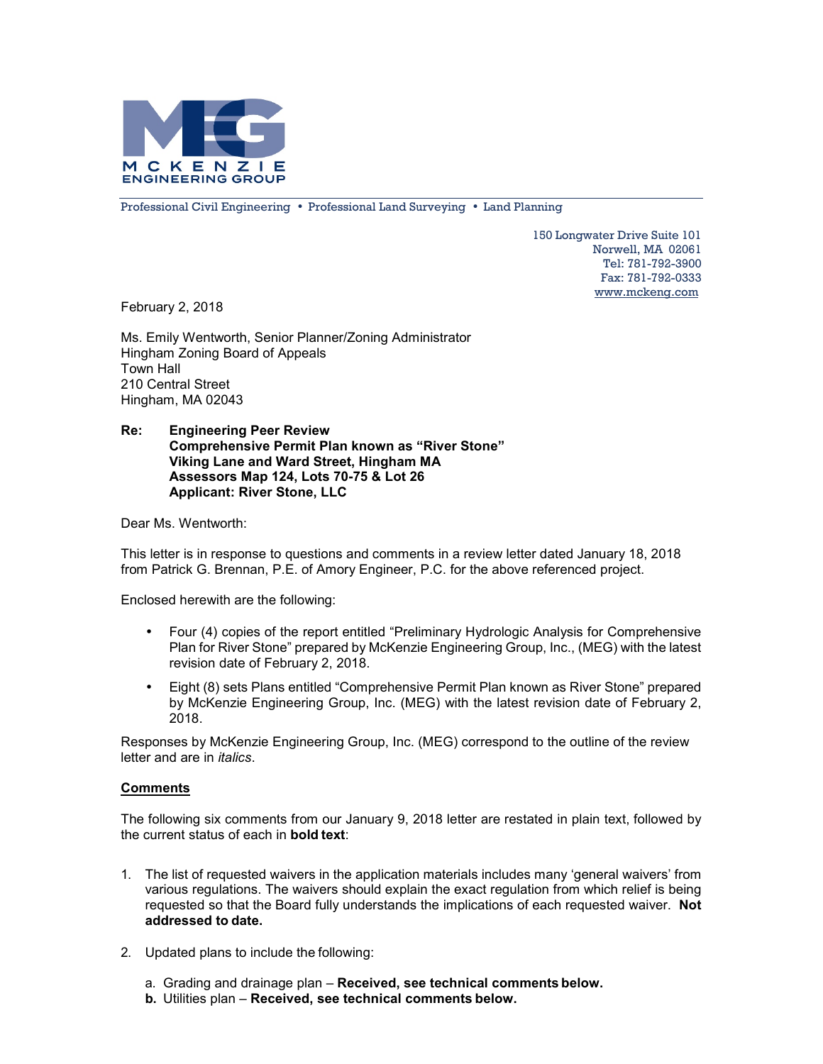MCKENZIE ENGINEERING GROUP

Professional Civil Engineering • Professional Land Surveying • Land Planning

150 Longwater Drive Suite 101
Norwell, MA 02061
Tel: 781-792-3900
Fax: 781-792-0333
www.mckeng.com

February 2, 2018

Ms. Emily Wentworth, Senior Planner/Zoning Administrator
Hingham Zoning Board of Appeals
Town Hall
210 Central Street
Hingham, MA 02043

**Re: Engineering Peer Review**
**Comprehensive Permit Plan known as "River Stone"**
**Viking Lane and Ward Street, Hingham MA**
**Assessors Map 124, Lots 70-75 & Lot 26**
**Applicant: River Stone, LLC**

Dear Ms. Wentworth:

This letter is in response to questions and comments in a review letter dated January 18, 2018 from Patrick G. Brennan, P.E. of Amory Engineer, P.C. for the above referenced project.

Enclosed herewith are the following:

- Four (4) copies of the report entitled "Preliminary Hydrologic Analysis for Comprehensive Plan for River Stone" prepared by McKenzie Engineering Group, Inc., (MEG) with the latest revision date of February 2, 2018.
- Eight (8) sets Plans entitled "Comprehensive Permit Plan known as River Stone" prepared by McKenzie Engineering Group, Inc. (MEG) with the latest revision date of February 2, 2018.

Responses by McKenzie Engineering Group, Inc. (MEG) correspond to the outline of the review letter and are in *italics*.

## Comments

The following six comments from our January 9, 2018 letter are restated in plain text, followed by the current status of each in **bold text**:

1. The list of requested waivers in the application materials includes many 'general waivers' from various regulations. The waivers should explain the exact regulation from which relief is being requested so that the Board fully understands the implications of each requested waiver. **Not addressed to date.**

2. Updated plans to include the following:

   a. Grading and drainage plan – **Received, see technical comments below.**
   **b.** Utilities plan – **Received, see technical comments below.**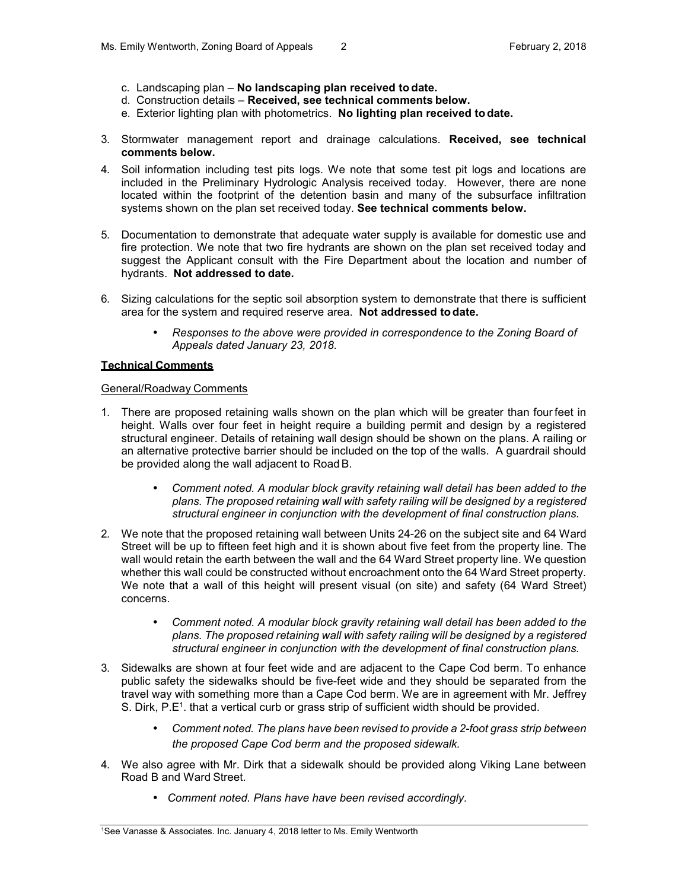c. Landscaping plan – **No landscaping plan received to date.**
d. Construction details – **Received, see technical comments below.**
e. Exterior lighting plan with photometrics. **No lighting plan received to date.**

3. Stormwater management report and drainage calculations. **Received, see technical comments below.**
4. Soil information including test pits logs. We note that some test pit logs and locations are included in the Preliminary Hydrologic Analysis received today. However, there are none located within the footprint of the detention basin and many of the subsurface infiltration systems shown on the plan set received today. **See technical comments below.**
5. Documentation to demonstrate that adequate water supply is available for domestic use and fire protection. We note that two fire hydrants are shown on the plan set received today and suggest the Applicant consult with the Fire Department about the location and number of hydrants. **Not addressed to date.**
6. Sizing calculations for the septic soil absorption system to demonstrate that there is sufficient area for the system and required reserve area. **Not addressed to date.**
   - *Responses to the above were provided in correspondence to the Zoning Board of Appeals dated January 23, 2018.*

**Technical Comments**

General/Roadway Comments

1. There are proposed retaining walls shown on the plan which will be greater than four feet in height. Walls over four feet in height require a building permit and design by a registered structural engineer. Details of retaining wall design should be shown on the plans. A railing or an alternative protective barrier should be included on the top of the walls. A guardrail should be provided along the wall adjacent to Road B.
   - *Comment noted. A modular block gravity retaining wall detail has been added to the plans. The proposed retaining wall with safety railing will be designed by a registered structural engineer in conjunction with the development of final construction plans.*
2. We note that the proposed retaining wall between Units 24-26 on the subject site and 64 Ward Street will be up to fifteen feet high and it is shown about five feet from the property line. The wall would retain the earth between the wall and the 64 Ward Street property line. We question whether this wall could be constructed without encroachment onto the 64 Ward Street property. We note that a wall of this height will present visual (on site) and safety (64 Ward Street) concerns.
   - *Comment noted. A modular block gravity retaining wall detail has been added to the plans. The proposed retaining wall with safety railing will be designed by a registered structural engineer in conjunction with the development of final construction plans.*
3. Sidewalks are shown at four feet wide and are adjacent to the Cape Cod berm. To enhance public safety the sidewalks should be five-feet wide and they should be separated from the travel way with something more than a Cape Cod berm. We are in agreement with Mr. Jeffrey S. Dirk, P.E[1]. that a vertical curb or grass strip of sufficient width should be provided.
   - *Comment noted. The plans have been revised to provide a 2-foot grass strip between the proposed Cape Cod berm and the proposed sidewalk.*
4. We also agree with Mr. Dirk that a sidewalk should be provided along Viking Lane between Road B and Ward Street.
   - *Comment noted. Plans have have been revised accordingly.*

[1]See Vanasse & Associates. Inc. January 4, 2018 letter to Ms. Emily Wentworth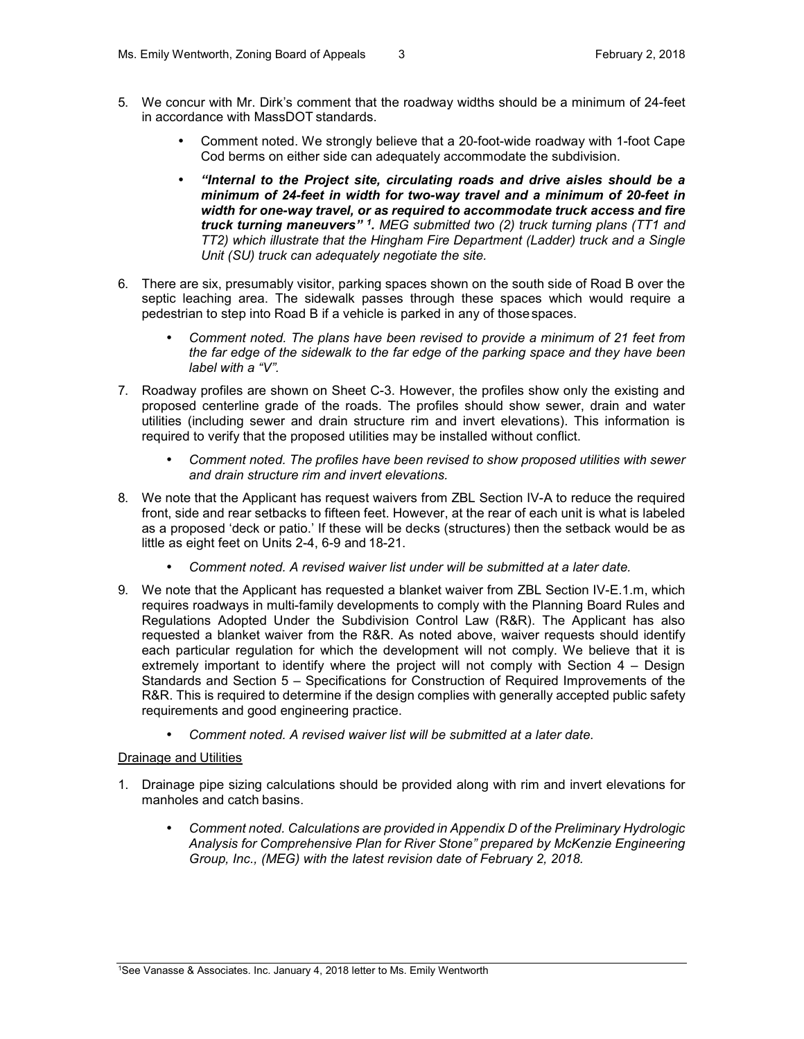5. We concur with Mr. Dirk's comment that the roadway widths should be a minimum of 24-feet in accordance with MassDOT standards.

    - Comment noted. We strongly believe that a 20-foot-wide roadway with 1-foot Cape Cod berms on either side can adequately accommodate the subdivision.
    - ***"Internal to the Project site, circulating roads and drive aisles should be a minimum of 24-feet in width for two-way travel and a minimum of 20-feet in width for one-way travel, or as required to accommodate truck access and fire truck turning maneuvers" [1].*** *MEG submitted two (2) truck turning plans (TT1 and TT2) which illustrate that the Hingham Fire Department (Ladder) truck and a Single Unit (SU) truck can adequately negotiate the site.*

6. There are six, presumably visitor, parking spaces shown on the south side of Road B over the septic leaching area. The sidewalk passes through these spaces which would require a pedestrian to step into Road B if a vehicle is parked in any of those spaces.

    - *Comment noted. The plans have been revised to provide a minimum of 21 feet from the far edge of the sidewalk to the far edge of the parking space and they have been label with a "V".*

7. Roadway profiles are shown on Sheet C-3. However, the profiles show only the existing and proposed centerline grade of the roads. The profiles should show sewer, drain and water utilities (including sewer and drain structure rim and invert elevations). This information is required to verify that the proposed utilities may be installed without conflict.

    - *Comment noted. The profiles have been revised to show proposed utilities with sewer and drain structure rim and invert elevations.*

8. We note that the Applicant has request waivers from ZBL Section IV-A to reduce the required front, side and rear setbacks to fifteen feet. However, at the rear of each unit is what is labeled as a proposed 'deck or patio.' If these will be decks (structures) then the setback would be as little as eight feet on Units 2-4, 6-9 and 18-21.

    - *Comment noted. A revised waiver list under will be submitted at a later date.*

9. We note that the Applicant has requested a blanket waiver from ZBL Section IV-E.1.m, which requires roadways in multi-family developments to comply with the Planning Board Rules and Regulations Adopted Under the Subdivision Control Law (R&R). The Applicant has also requested a blanket waiver from the R&R. As noted above, waiver requests should identify each particular regulation for which the development will not comply. We believe that it is extremely important to identify where the project will not comply with Section 4 – Design Standards and Section 5 – Specifications for Construction of Required Improvements of the R&R. This is required to determine if the design complies with generally accepted public safety requirements and good engineering practice.

    - *Comment noted. A revised waiver list will be submitted at a later date.*

Drainage and Utilities

1. Drainage pipe sizing calculations should be provided along with rim and invert elevations for manholes and catch basins.

    - *Comment noted. Calculations are provided in Appendix D of the Preliminary Hydrologic Analysis for Comprehensive Plan for River Stone" prepared by McKenzie Engineering Group, Inc., (MEG) with the latest revision date of February 2, 2018.*

[1] See Vanasse & Associates. Inc. January 4, 2018 letter to Ms. Emily Wentworth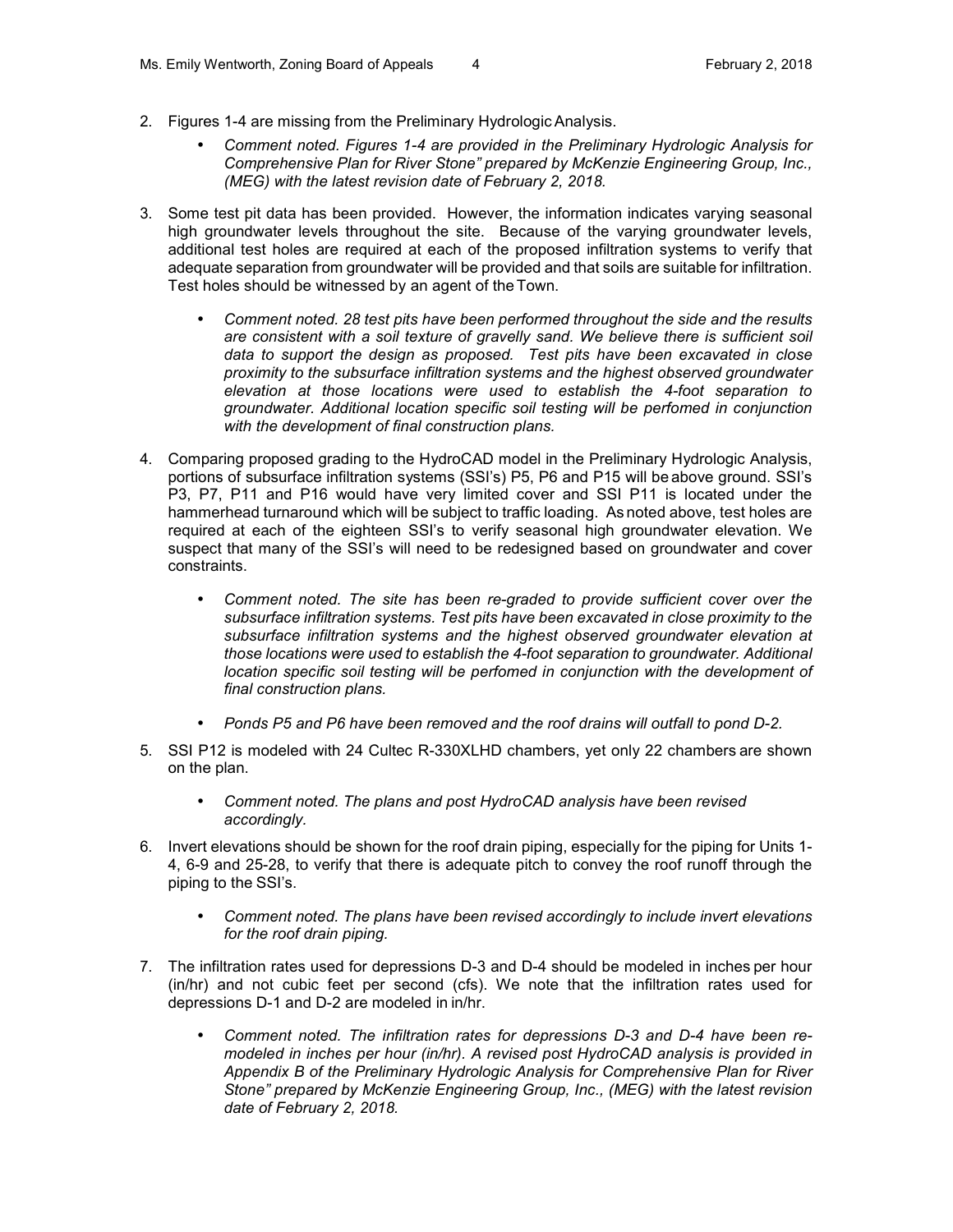2. Figures 1-4 are missing from the Preliminary Hydrologic Analysis.

    - *Comment noted. Figures 1-4 are provided in the Preliminary Hydrologic Analysis for Comprehensive Plan for River Stone" prepared by McKenzie Engineering Group, Inc., (MEG) with the latest revision date of February 2, 2018.*

3. Some test pit data has been provided. However, the information indicates varying seasonal high groundwater levels throughout the site. Because of the varying groundwater levels, additional test holes are required at each of the proposed infiltration systems to verify that adequate separation from groundwater will be provided and that soils are suitable for infiltration. Test holes should be witnessed by an agent of the Town.

    - *Comment noted. 28 test pits have been performed throughout the side and the results are consistent with a soil texture of gravelly sand. We believe there is sufficient soil data to support the design as proposed. Test pits have been excavated in close proximity to the subsurface infiltration systems and the highest observed groundwater elevation at those locations were used to establish the 4-foot separation to groundwater. Additional location specific soil testing will be perfomed in conjunction with the development of final construction plans.*

4. Comparing proposed grading to the HydroCAD model in the Preliminary Hydrologic Analysis, portions of subsurface infiltration systems (SSI's) P5, P6 and P15 will be above ground. SSI's P3, P7, P11 and P16 would have very limited cover and SSI P11 is located under the hammerhead turnaround which will be subject to traffic loading. As noted above, test holes are required at each of the eighteen SSI's to verify seasonal high groundwater elevation. We suspect that many of the SSI's will need to be redesigned based on groundwater and cover constraints.

    - *Comment noted. The site has been re-graded to provide sufficient cover over the subsurface infiltration systems. Test pits have been excavated in close proximity to the subsurface infiltration systems and the highest observed groundwater elevation at those locations were used to establish the 4-foot separation to groundwater. Additional location specific soil testing will be perfomed in conjunction with the development of final construction plans.*

    - *Ponds P5 and P6 have been removed and the roof drains will outfall to pond D-2.*

5. SSI P12 is modeled with 24 Cultec R-330XLHD chambers, yet only 22 chambers are shown on the plan.

    - *Comment noted. The plans and post HydroCAD analysis have been revised accordingly.*

6. Invert elevations should be shown for the roof drain piping, especially for the piping for Units 1-4, 6-9 and 25-28, to verify that there is adequate pitch to convey the roof runoff through the piping to the SSI's.

    - *Comment noted. The plans have been revised accordingly to include invert elevations for the roof drain piping.*

7. The infiltration rates used for depressions D-3 and D-4 should be modeled in inches per hour (in/hr) and not cubic feet per second (cfs). We note that the infiltration rates used for depressions D-1 and D-2 are modeled in in/hr.

    - *Comment noted. The infiltration rates for depressions D-3 and D-4 have been re-modeled in inches per hour (in/hr). A revised post HydroCAD analysis is provided in Appendix B of the Preliminary Hydrologic Analysis for Comprehensive Plan for River Stone" prepared by McKenzie Engineering Group, Inc., (MEG) with the latest revision date of February 2, 2018.*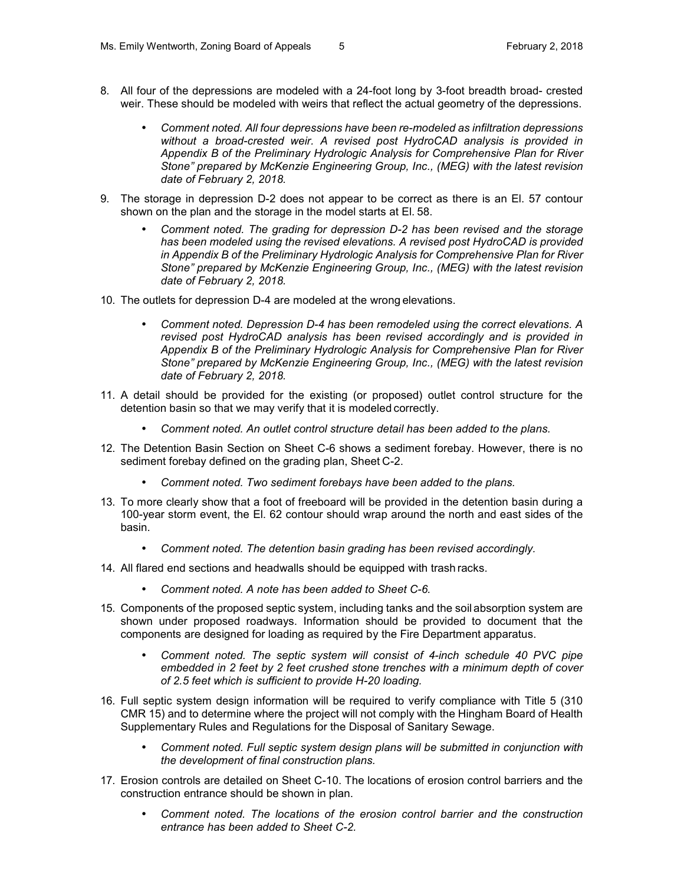8. All four of the depressions are modeled with a 24-foot long by 3-foot breadth broad- crested weir. These should be modeled with weirs that reflect the actual geometry of the depressions.

   - *Comment noted. All four depressions have been re-modeled as infiltration depressions without a broad-crested weir. A revised post HydroCAD analysis is provided in Appendix B of the Preliminary Hydrologic Analysis for Comprehensive Plan for River Stone" prepared by McKenzie Engineering Group, Inc., (MEG) with the latest revision date of February 2, 2018.*

9. The storage in depression D-2 does not appear to be correct as there is an El. 57 contour shown on the plan and the storage in the model starts at El. 58.

   - *Comment noted. The grading for depression D-2 has been revised and the storage has been modeled using the revised elevations. A revised post HydroCAD is provided in Appendix B of the Preliminary Hydrologic Analysis for Comprehensive Plan for River Stone" prepared by McKenzie Engineering Group, Inc., (MEG) with the latest revision date of February 2, 2018.*

10. The outlets for depression D-4 are modeled at the wrong elevations.

    - *Comment noted. Depression D-4 has been remodeled using the correct elevations. A revised post HydroCAD analysis has been revised accordingly and is provided in Appendix B of the Preliminary Hydrologic Analysis for Comprehensive Plan for River Stone" prepared by McKenzie Engineering Group, Inc., (MEG) with the latest revision date of February 2, 2018.*

11. A detail should be provided for the existing (or proposed) outlet control structure for the detention basin so that we may verify that it is modeled correctly.

    - *Comment noted. An outlet control structure detail has been added to the plans.*

12. The Detention Basin Section on Sheet C-6 shows a sediment forebay. However, there is no sediment forebay defined on the grading plan, Sheet C-2.

    - *Comment noted. Two sediment forebays have been added to the plans.*

13. To more clearly show that a foot of freeboard will be provided in the detention basin during a 100-year storm event, the El. 62 contour should wrap around the north and east sides of the basin.

    - *Comment noted. The detention basin grading has been revised accordingly.*

14. All flared end sections and headwalls should be equipped with trash racks.

    - *Comment noted. A note has been added to Sheet C-6.*

15. Components of the proposed septic system, including tanks and the soil absorption system are shown under proposed roadways. Information should be provided to document that the components are designed for loading as required by the Fire Department apparatus.

    - *Comment noted. The septic system will consist of 4-inch schedule 40 PVC pipe embedded in 2 feet by 2 feet crushed stone trenches with a minimum depth of cover of 2.5 feet which is sufficient to provide H-20 loading.*

16. Full septic system design information will be required to verify compliance with Title 5 (310 CMR 15) and to determine where the project will not comply with the Hingham Board of Health Supplementary Rules and Regulations for the Disposal of Sanitary Sewage.

    - *Comment noted. Full septic system design plans will be submitted in conjunction with the development of final construction plans.*

17. Erosion controls are detailed on Sheet C-10. The locations of erosion control barriers and the construction entrance should be shown in plan.

    - *Comment noted. The locations of the erosion control barrier and the construction entrance has been added to Sheet C-2.*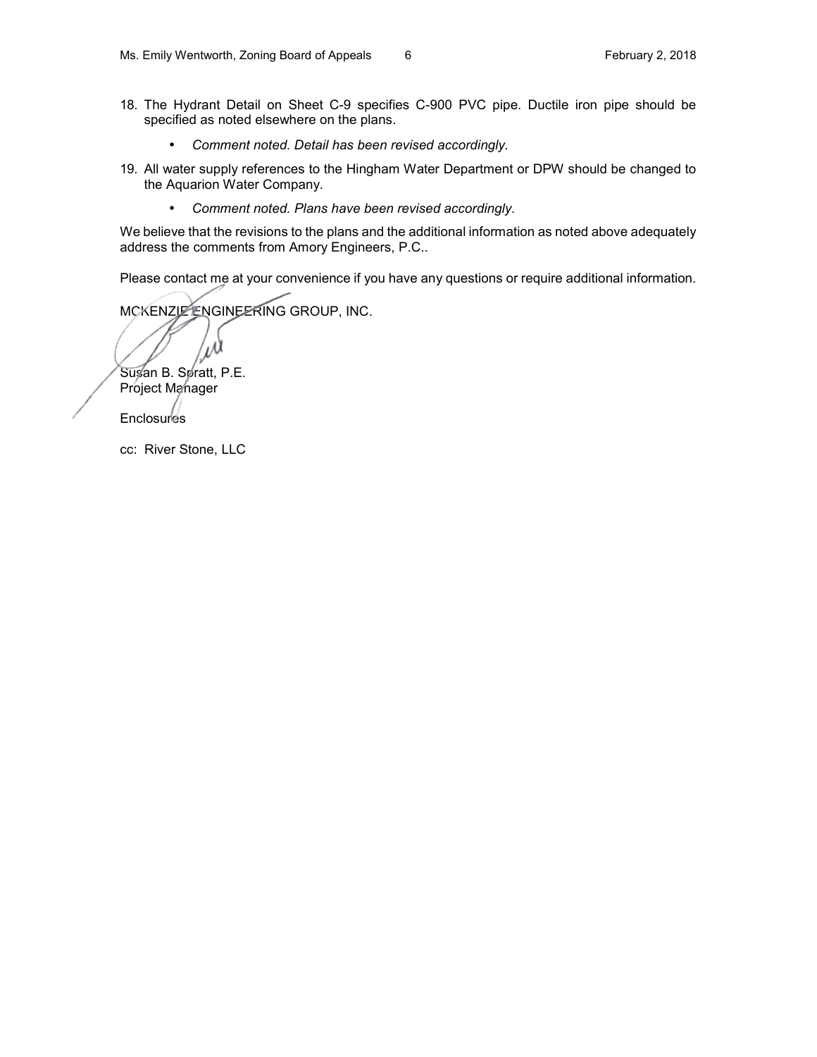18. The Hydrant Detail on Sheet C-9 specifies C-900 PVC pipe. Ductile iron pipe should be specified as noted elsewhere on the plans.

    - *Comment noted. Detail has been revised accordingly.*

19. All water supply references to the Hingham Water Department or DPW should be changed to the Aquarion Water Company.

    - *Comment noted. Plans have been revised accordingly.*

We believe that the revisions to the plans and the additional information as noted above adequately address the comments from Amory Engineers, P.C..

Please contact me at your convenience if you have any questions or require additional information.

MCKENZIE ENGINEERING GROUP, INC.

Susan B. Spratt, P.E.
Project Manager

Enclosures

cc: River Stone, LLC